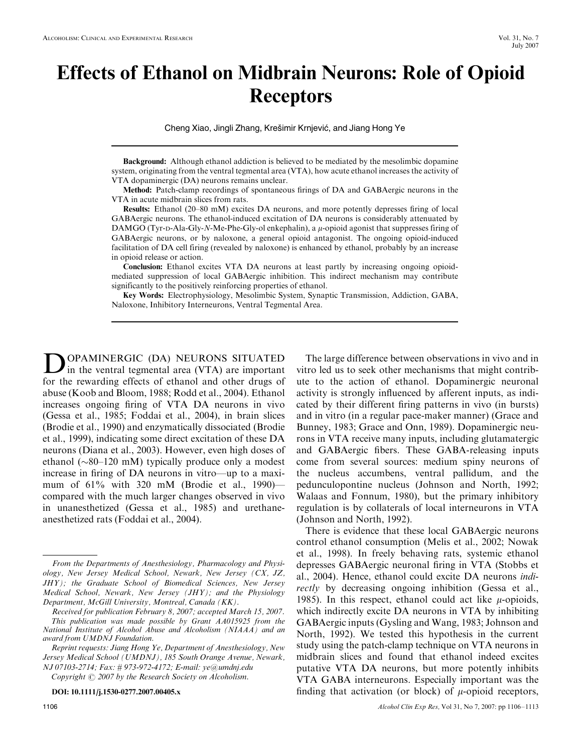# Effects of Ethanol on Midbrain Neurons: Role of Opioid Receptors

Cheng Xiao, Jingli Zhang, Krešimir Krnjević, and Jiang Hong Ye

**Background:** Although ethanol addiction is believed to be mediated by the mesolimbic dopamine system, originating from the ventral tegmental area (VTA), how acute ethanol increases the activity of VTA dopaminergic (DA) neurons remains unclear.

**Method:** Patch-clamp recordings of spontaneous firings of DA and GABAergic neurons in the VTA in acute midbrain slices from rats.

**Results:** Ethanol (20–80 mM) excites DA neurons, and more potently depresses firing of local GABAergic neurons. The ethanol-induced excitation of DA neurons is considerably attenuated by DAMGO (Tyr-D-Ala-Gly-*N*-Me-Phe-Gly-ol enkephalin), a $\mu$-opioid agonist that suppresses firing of GABAergic neurons, or by naloxone, a general opioid antagonist. The ongoing opioid-induced facilitation of DA cell firing (revealed by naloxone) is enhanced by ethanol, probably by an increase in opioid release or action.

**Conclusion:** Ethanol excites VTA DA neurons at least partly by increasing ongoing opioid-mediated suppression of local GABAergic inhibition. This indirect mechanism may contribute significantly to the positively reinforcing properties of ethanol.

**Key Words:** Electrophysiology, Mesolimbic System, Synaptic Transmission, Addiction, GABA, Naloxone, Inhibitory Interneurons, Ventral Tegmental Area.

DOPAMINERGIC (DA) NEURONS SITUATED in the ventral tegmental area (VTA) are important for the rewarding effects of ethanol and other drugs of abuse (Koob and Bloom, 1988; Rodd et al., 2004). Ethanol increases ongoing firing of VTA DA neurons in vivo (Gessa et al., 1985; Foddai et al., 2004), in brain slices (Brodie et al., 1990) and enzymatically dissociated (Brodie et al., 1999), indicating some direct excitation of these DA neurons (Diana et al., 2003). However, even high doses of ethanol (~80–120 mM) typically produce only a modest increase in firing of DA neurons in vitro—up to a maximum of 61% with 320 mM (Brodie et al., 1990)—compared with the much larger changes observed in vivo in unanesthetized (Gessa et al., 1985) and urethane-anesthetized rats (Foddai et al., 2004).

The large difference between observations in vivo and in vitro led us to seek other mechanisms that might contribute to the action of ethanol. Dopaminergic neuronal activity is strongly influenced by afferent inputs, as indicated by their different firing patterns in vivo (in bursts) and in vitro (in a regular pace-maker manner) (Grace and Bunney, 1983; Grace and Onn, 1989). Dopaminergic neurons in VTA receive many inputs, including glutamatergic and GABAergic fibers. These GABA-releasing inputs come from several sources: medium spiny neurons of the nucleus accumbens, ventral pallidum, and the pedunculopontine nucleus (Johnson and North, 1992; Walaas and Fonnum, 1980), but the primary inhibitory regulation is by collaterals of local interneurons in VTA (Johnson and North, 1992).

There is evidence that these local GABAergic neurons control ethanol consumption (Melis et al., 2002; Nowak et al., 1998). In freely behaving rats, systemic ethanol depresses GABAergic neuronal firing in VTA (Stobbs et al., 2004). Hence, ethanol could excite DA neurons *indirectly* by decreasing ongoing inhibition (Gessa et al., 1985). In this respect, ethanol could act like $\mu$-opioids, which indirectly excite DA neurons in VTA by inhibiting GABAergic inputs (Gysling and Wang, 1983; Johnson and North, 1992). We tested this hypothesis in the current study using the patch-clamp technique on VTA neurons in midbrain slices and found that ethanol indeed excites putative VTA DA neurons, but more potently inhibits VTA GABA interneurons. Especially important was the finding that activation (or block) of $\mu$-opioid receptors,

---

*From the Departments of Anesthesiology, Pharmacology and Physiology, New Jersey Medical School, Newark, New Jersey (CX, JZ, JHY); the Graduate School of Biomedical Sciences, New Jersey Medical School, Newark, New Jersey (JHY); and the Physiology Department, McGill University, Montreal, Canada (KK).*

*Received for publication February 8, 2007; accepted March 15, 2007.*

*This publication was made possible by Grant AA015925 from the National Institute of Alcohol Abuse and Alcoholism (NIAAA) and an award from UMDNJ Foundation.*

*Reprint requests: Jiang Hong Ye, Department of Anesthesiology, New Jersey Medical School (UMDNJ), 185 South Orange Avenue, Newark, NJ 07103-2714; Fax: # 973-972-4172; E-mail: ye@umdnj.edu*

*Copyright © 2007 by the Research Society on Alcoholism.*

**DOI: 10.1111/j.1530-0277.2007.00405.x**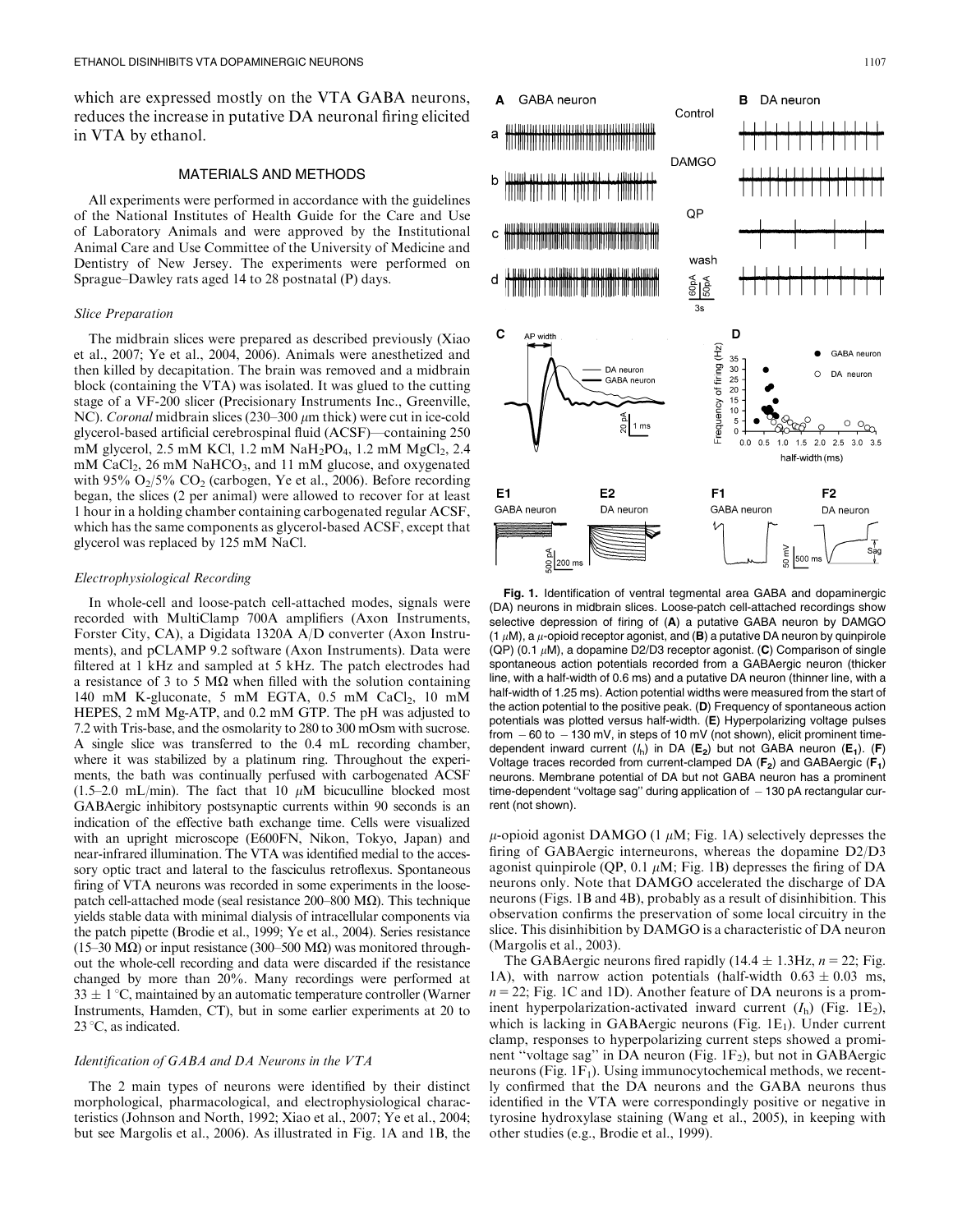which are expressed mostly on the VTA GABA neurons, reduces the increase in putative DA neuronal firing elicited in VTA by ethanol.

## MATERIALS AND METHODS

All experiments were performed in accordance with the guidelines of the National Institutes of Health Guide for the Care and Use of Laboratory Animals and were approved by the Institutional Animal Care and Use Committee of the University of Medicine and Dentistry of New Jersey. The experiments were performed on Sprague–Dawley rats aged 14 to 28 postnatal (P) days.

### *Slice Preparation*

The midbrain slices were prepared as described previously (Xiao et al., 2007; Ye et al., 2004, 2006). Animals were anesthetized and then killed by decapitation. The brain was removed and a midbrain block (containing the VTA) was isolated. It was glued to the cutting stage of a VF-200 slicer (Precisionary Instruments Inc., Greenville, NC). *Coronal* midbrain slices (230–300 $\mu$m thick) were cut in ice-cold glycerol-based artificial cerebrospinal fluid (ACSF)—containing 250 mM glycerol, 2.5 mM KCl, 1.2 mM $NaH_2PO_4$, 1.2 mM $MgCl_2$, 2.4 mM $CaCl_2$, 26 mM $NaHCO_3$, and 11 mM glucose, and oxygenated with 95% $O_2$/5% $CO_2$ (carbogen, Ye et al., 2006). Before recording began, the slices (2 per animal) were allowed to recover for at least 1 hour in a holding chamber containing carbogenated regular ACSF, which has the same components as glycerol-based ACSF, except that glycerol was replaced by 125 mM NaCl.

### *Electrophysiological Recording*

In whole-cell and loose-patch cell-attached modes, signals were recorded with MultiClamp 700A amplifiers (Axon Instruments, Forster City, CA), a Digidata 1320A A/D converter (Axon Instruments), and pCLAMP 9.2 software (Axon Instruments). Data were filtered at 1 kHz and sampled at 5 kHz. The patch electrodes had a resistance of 3 to 5 MΩ when filled with the solution containing 140 mM K-gluconate, 5 mM EGTA, 0.5 mM $CaCl_2$, 10 mM HEPES, 2 mM Mg-ATP, and 0.2 mM GTP. The pH was adjusted to 7.2 with Tris-base, and the osmolarity to 280 to 300 mOsm with sucrose. A single slice was transferred to the 0.4 mL recording chamber, where it was stabilized by a platinum ring. Throughout the experiments, the bath was continually perfused with carbogenated ACSF (1.5–2.0 mL/min). The fact that 10 $\mu$M bicuculline blocked most GABAergic inhibitory postsynaptic currents within 90 seconds is an indication of the effective bath exchange time. Cells were visualized with an upright microscope (E600FN, Nikon, Tokyo, Japan) and near-infrared illumination. The VTA was identified medial to the accessory optic tract and lateral to the fasciculus retroflexus. Spontaneous firing of VTA neurons was recorded in some experiments in the loose-patch cell-attached mode (seal resistance 200–800 MΩ). This technique yields stable data with minimal dialysis of intracellular components via the patch pipette (Brodie et al., 1999; Ye et al., 2004). Series resistance (15–30 MΩ) or input resistance (300–500 MΩ) was monitored throughout the whole-cell recording and data were discarded if the resistance changed by more than 20%. Many recordings were performed at 33 ± 1 °C, maintained by an automatic temperature controller (Warner Instruments, Hamden, CT), but in some earlier experiments at 20 to 23 °C, as indicated.

### *Identification of GABA and DA Neurons in the VTA*

The 2 main types of neurons were identified by their distinct morphological, pharmacological, and electrophysiological characteristics (Johnson and North, 1992; Xiao et al., 2007; Ye et al., 2004; but see Margolis et al., 2006). As illustrated in Fig. 1A and 1B, the $\mu$-opioid agonist DAMGO (1 $\mu$M; Fig. 1A) selectively depresses the firing of GABAergic interneurons, whereas the dopamine D2/D3 agonist quinpirole (QP, 0.1 $\mu$M; Fig. 1B) depresses the firing of DA neurons only. Note that DAMGO accelerated the discharge of DA neurons (Figs. 1B and 4B), probably as a result of disinhibition. This observation confirms the preservation of some local circuitry in the slice. This disinhibition by DAMGO is a characteristic of DA neuron (Margolis et al., 2003).

The GABAergic neurons fired rapidly (14.4 ± 1.3Hz, $n = 22$; Fig. 1A), with narrow action potentials (half-width 0.63 ± 0.03 ms, $n = 22$; Fig. 1C and 1D). Another feature of DA neurons is a prominent hyperpolarization-activated inward current ($I_h$) (Fig. 1E$_2$), which is lacking in GABAergic neurons (Fig. 1E$_1$). Under current clamp, responses to hyperpolarizing current steps showed a prominent "voltage sag" in DA neuron (Fig. 1F$_2$), but not in GABAergic neurons (Fig. 1F$_1$). Using immunocytochemical methods, we recently confirmed that the DA neurons and the GABA neurons thus identified in the VTA were correspondingly positive or negative in tyrosine hydroxylase staining (Wang et al., 2005), in keeping with other studies (e.g., Brodie et al., 1999).

**Fig. 1.** Identification of ventral tegmental area GABA and dopaminergic (DA) neurons in midbrain slices. Loose-patch cell-attached recordings show selective depression of firing of (**A**) a putative GABA neuron by DAMGO (1 $\mu$M), a $\mu$-opioid receptor agonist, and (**B**) a putative DA neuron by quinpirole (QP) (0.1 $\mu$M), a dopamine D2/D3 receptor agonist. (**C**) Comparison of single spontaneous action potentials recorded from a GABAergic neuron (thicker line, with a half-width of 0.6 ms) and a putative DA neuron (thinner line, with a half-width of 1.25 ms). Action potential widths were measured from the start of the action potential to the positive peak. (**D**) Frequency of spontaneous action potentials was plotted versus half-width. (**E**) Hyperpolarizing voltage pulses from −60 to −130 mV, in steps of 10 mV (not shown), elicit prominent time-dependent inward current ($I_h$) in DA (**E$_2$**) but not GABA neuron (**E$_1$**). (**F**) Voltage traces recorded from current-clamped DA (**F$_2$**) and GABAergic (**F$_1$**) neurons. Membrane potential of DA but not GABA neuron has a prominent time-dependent "voltage sag" during application of −130 pA rectangular current (not shown).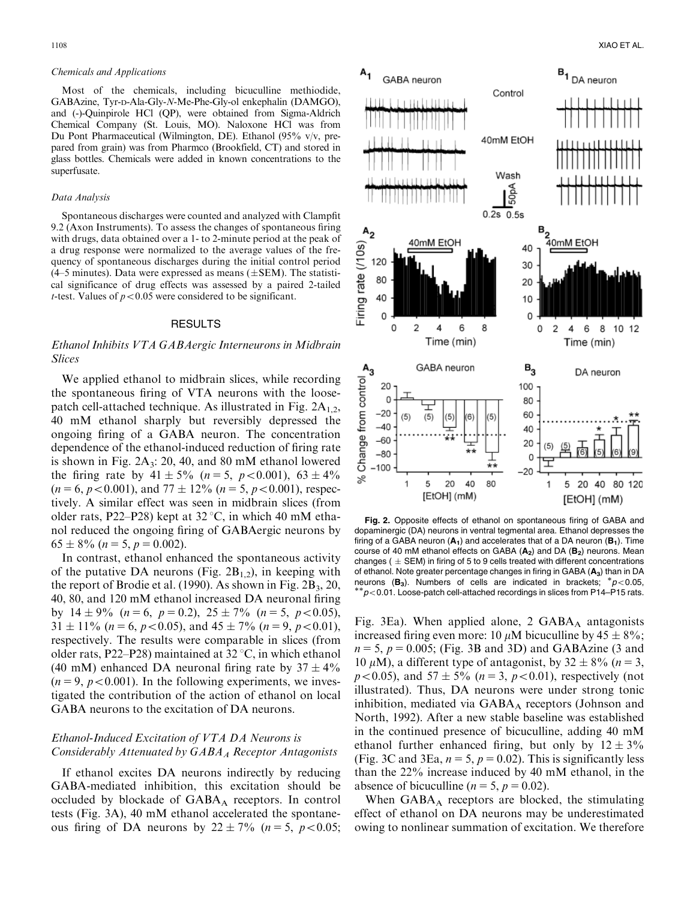*Chemicals and Applications*

Most of the chemicals, including bicuculline methiodide, GABAzine, Tyr-D-Ala-Gly-*N*-Me-Phe-Gly-ol enkephalin (DAMGO), and (-)-Quinpirole HCl (QP), were obtained from Sigma-Aldrich Chemical Company (St. Louis, MO). Naloxone HCl was from Du Pont Pharmaceutical (Wilmington, DE). Ethanol (95% v/v, prepared from grain) was from Pharmco (Brookfield, CT) and stored in glass bottles. Chemicals were added in known concentrations to the superfusate.

*Data Analysis*

Spontaneous discharges were counted and analyzed with Clampfit 9.2 (Axon Instruments). To assess the changes of spontaneous firing with drugs, data obtained over a 1- to 2-minute period at the peak of a drug response were normalized to the average values of the frequency of spontaneous discharges during the initial control period (4–5 minutes). Data were expressed as means (±SEM). The statistical significance of drug effects was assessed by a paired 2-tailed *t*-test. Values of $p < 0.05$ were considered to be significant.

## RESULTS

### *Ethanol Inhibits VTA GABAergic Interneurons in Midbrain Slices*

We applied ethanol to midbrain slices, while recording the spontaneous firing of VTA neurons with the loose-patch cell-attached technique. As illustrated in Fig. $2A_{1,2}$, 40 mM ethanol sharply but reversibly depressed the ongoing firing of a GABA neuron. The concentration dependence of the ethanol-induced reduction of firing rate is shown in Fig. $2A_3$: 20, 40, and 80 mM ethanol lowered the firing rate by $41 \pm 5\%$ ($n = 5$, $p < 0.001$), $63 \pm 4\%$ ($n = 6$, $p < 0.001$), and $77 \pm 12\%$ ($n = 5$, $p < 0.001$), respectively. A similar effect was seen in midbrain slices (from older rats, P22–P28) kept at 32 °C, in which 40 mM ethanol reduced the ongoing firing of GABAergic neurons by $65 \pm 8\%$ ($n = 5$, $p = 0.002$).

In contrast, ethanol enhanced the spontaneous activity of the putative DA neurons (Fig. $2B_{1,2}$), in keeping with the report of Brodie et al. (1990). As shown in Fig. $2B_3$, 20, 40, 80, and 120 mM ethanol increased DA neuronal firing by $14 \pm 9\%$ ($n = 6$, $p = 0.2$), $25 \pm 7\%$ ($n = 5$, $p < 0.05$), $31 \pm 11\%$ ($n = 6$, $p < 0.05$), and $45 \pm 7\%$ ($n = 9$, $p < 0.01$), respectively. The results were comparable in slices (from older rats, P22–P28) maintained at 32 °C, in which ethanol (40 mM) enhanced DA neuronal firing rate by $37 \pm 4\%$ ($n = 9$, $p < 0.001$). In the following experiments, we investigated the contribution of the action of ethanol on local GABA neurons to the excitation of DA neurons.

### *Ethanol-Induced Excitation of VTA DA Neurons is Considerably Attenuated by $GABA_A$ Receptor Antagonists*

If ethanol excites DA neurons indirectly by reducing GABA-mediated inhibition, this excitation should be occluded by blockade of $GABA_A$ receptors. In control tests (Fig. 3A), 40 mM ethanol accelerated the spontaneous firing of DA neurons by $22 \pm 7\%$ ($n = 5$, $p < 0.05$; Fig. 3Ea). When applied alone, 2 $GABA_A$ antagonists increased firing even more: 10 $\mu$M bicuculline by $45 \pm 8\%$; $n = 5$, $p = 0.005$; (Fig. 3B and 3D) and GABAzine (3 and 10 $\mu$M), a different type of antagonist, by $32 \pm 8\%$ ($n = 3$, $p < 0.05$), and $57 \pm 5\%$ ($n = 3$, $p < 0.01$), respectively (not illustrated). Thus, DA neurons were under strong tonic inhibition, mediated via $GABA_A$ receptors (Johnson and North, 1992). After a new stable baseline was established in the continued presence of bicuculline, adding 40 mM ethanol further enhanced firing, but only by $12 \pm 3\%$ (Fig. 3C and 3Ea, $n = 5$, $p = 0.02$). This is significantly less than the 22% increase induced by 40 mM ethanol, in the absence of bicuculline ($n = 5$, $p = 0.02$).

When $GABA_A$ receptors are blocked, the stimulating effect of ethanol on DA neurons may be underestimated owing to nonlinear summation of excitation. We therefore

**Fig. 2.** Opposite effects of ethanol on spontaneous firing of GABA and dopaminergic (DA) neurons in ventral tegmental area. Ethanol depresses the firing of a GABA neuron ($A_1$) and accelerates that of a DA neuron ($B_1$). Time course of 40 mM ethanol effects on GABA ($A_2$) and DA ($B_2$) neurons. Mean changes (± SEM) in firing of 5 to 9 cells treated with different concentrations of ethanol. Note greater percentage changes in firing in GABA ($A_3$) than in DA neurons ($B_3$). Numbers of cells are indicated in brackets; $^*p < 0.05$, $^{**}p < 0.01$. Loose-patch cell-attached recordings in slices from P14–P15 rats.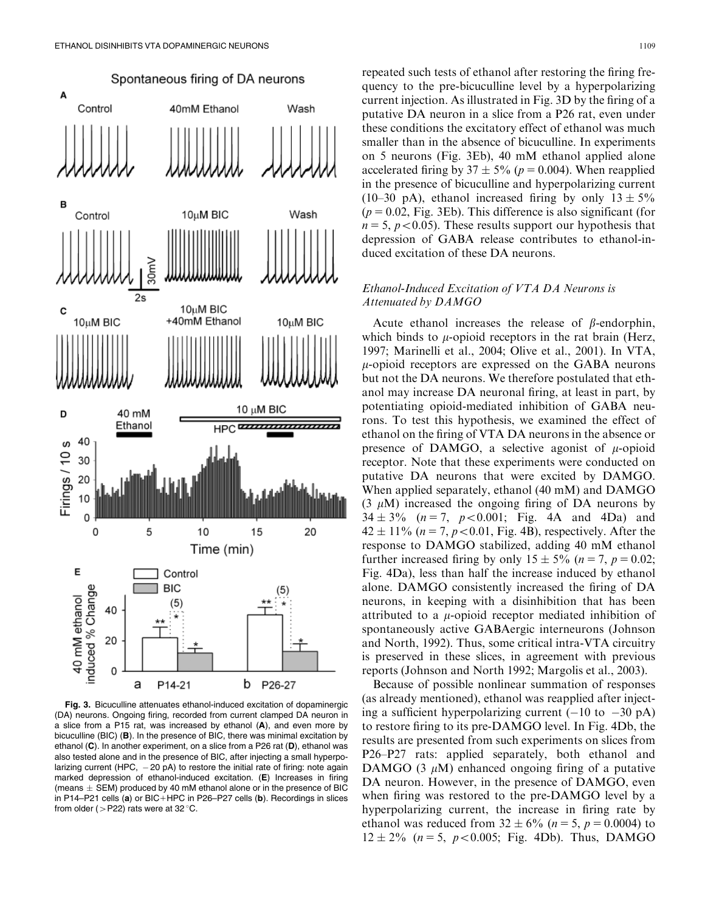Fig. 3. Bicuculline attenuates ethanol-induced excitation of dopaminergic (DA) neurons. Ongoing firing, recorded from current clamped DA neuron in a slice from a P15 rat, was increased by ethanol (**A**), and even more by bicuculline (BIC) (**B**). In the presence of BIC, there was minimal excitation by ethanol (**C**). In another experiment, on a slice from a P26 rat (**D**), ethanol was also tested alone and in the presence of BIC, after injecting a small hyperpolarizing current (HPC, −20 pA) to restore the initial rate of firing: note again marked depression of ethanol-induced excitation. (**E**) Increases in firing (means ± SEM) produced by 40 mM ethanol alone or in the presence of BIC in P14–P21 cells (**a**) or BIC+HPC in P26–P27 cells (**b**). Recordings in slices from older (>P22) rats were at 32°C.

repeated such tests of ethanol after restoring the firing frequency to the pre-bicuculline level by a hyperpolarizing current injection. As illustrated in Fig. 3D by the firing of a putative DA neuron in a slice from a P26 rat, even under these conditions the excitatory effect of ethanol was much smaller than in the absence of bicuculline. In experiments on 5 neurons (Fig. 3Eb), 40 mM ethanol applied alone accelerated firing by 37 ± 5% ($p = 0.004$). When reapplied in the presence of bicuculline and hyperpolarizing current (10–30 pA), ethanol increased firing by only 13 ± 5% ($p = 0.02$, Fig. 3Eb). This difference is also significant (for $n = 5$, $p < 0.05$). These results support our hypothesis that depression of GABA release contributes to ethanol-induced excitation of these DA neurons.

### *Ethanol-Induced Excitation of VTA DA Neurons is Attenuated by DAMGO*

Acute ethanol increases the release of $\beta$-endorphin, which binds to $\mu$-opioid receptors in the rat brain (Herz, 1997; Marinelli et al., 2004; Olive et al., 2001). In VTA, $\mu$-opioid receptors are expressed on the GABA neurons but not the DA neurons. We therefore postulated that ethanol may increase DA neuronal firing, at least in part, by potentiating opioid-mediated inhibition of GABA neurons. To test this hypothesis, we examined the effect of ethanol on the firing of VTA DA neurons in the absence or presence of DAMGO, a selective agonist of $\mu$-opioid receptor. Note that these experiments were conducted on putative DA neurons that were excited by DAMGO. When applied separately, ethanol (40 mM) and DAMGO (3 $\mu$M) increased the ongoing firing of DA neurons by 34 ± 3% ($n = 7$, $p < 0.001$; Fig. 4A and 4Da) and 42 ± 11% ($n = 7$, $p < 0.01$, Fig. 4B), respectively. After the response to DAMGO stabilized, adding 40 mM ethanol further increased firing by only 15 ± 5% ($n = 7$, $p = 0.02$; Fig. 4Da), less than half the increase induced by ethanol alone. DAMGO consistently increased the firing of DA neurons, in keeping with a disinhibition that has been attributed to a $\mu$-opioid receptor mediated inhibition of spontaneously active GABAergic interneurons (Johnson and North, 1992). Thus, some critical intra-VTA circuitry is preserved in these slices, in agreement with previous reports (Johnson and North 1992; Margolis et al., 2003).

Because of possible nonlinear summation of responses (as already mentioned), ethanol was reapplied after injecting a sufficient hyperpolarizing current (−10 to −30 pA) to restore firing to its pre-DAMGO level. In Fig. 4Db, the results are presented from such experiments on slices from P26–P27 rats: applied separately, both ethanol and DAMGO (3 $\mu$M) enhanced ongoing firing of a putative DA neuron. However, in the presence of DAMGO, even when firing was restored to the pre-DAMGO level by a hyperpolarizing current, the increase in firing rate by ethanol was reduced from 32 ± 6% ($n = 5$, $p = 0.0004$) to 12 ± 2% ($n = 5$, $p < 0.005$; Fig. 4Db). Thus, DAMGO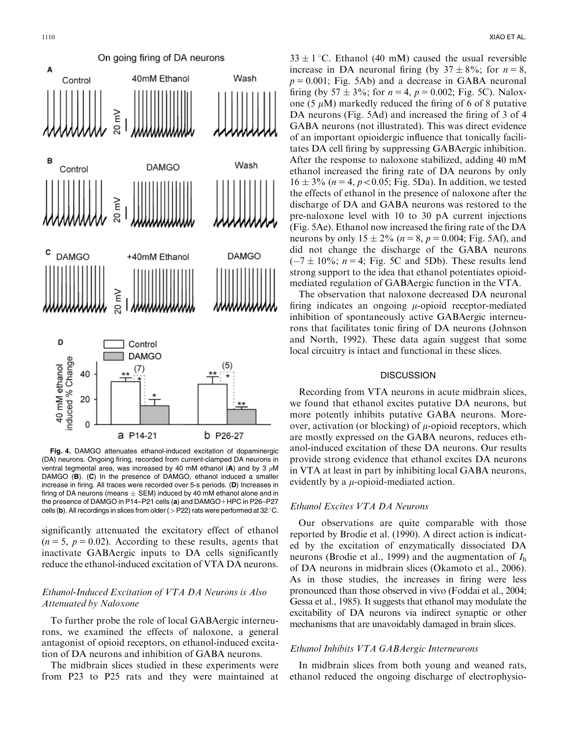**Fig. 4.** DAMGO attenuates ethanol-induced excitation of dopaminergic (DA) neurons. Ongoing firing, recorded from current-clamped DA neurons in ventral tegmental area, was increased by 40 mM ethanol (**A**) and by 3 $\mu$M DAMGO (**B**). (**C**) In the presence of DAMGO, ethanol induced a smaller increase in firing. All traces were recorded over 5-s periods. (**D**) Increases in firing of DA neurons (means $\pm$ SEM) induced by 40 mM ethanol alone and in the presence of DAMGO in P14–P21 cells (**a**) and DAMGO+HPC in P26–P27 cells (**b**). All recordings in slices from older (>P22) rats were performed at 32 °C.

significantly attenuated the excitatory effect of ethanol ($n = 5$, $p = 0.02$). According to these results, agents that inactivate GABAergic inputs to DA cells significantly reduce the ethanol-induced excitation of VTA DA neurons.

### *Ethanol-Induced Excitation of VTA DA Neurons is Also Attenuated by Naloxone*

To further probe the role of local GABAergic interneurons, we examined the effects of naloxone, a general antagonist of opioid receptors, on ethanol-induced excitation of DA neurons and inhibition of GABA neurons.

The midbrain slices studied in these experiments were from P23 to P25 rats and they were maintained at $33 \pm 1$ °C. Ethanol (40 mM) caused the usual reversible increase in DA neuronal firing (by $37 \pm 8\%$; for $n = 8$, $p = 0.001$; Fig. 5Ab) and a decrease in GABA neuronal firing (by $57 \pm 3\%$; for $n = 4$, $p = 0.002$; Fig. 5C). Naloxone (5 $\mu$M) markedly reduced the firing of 6 of 8 putative DA neurons (Fig. 5Ad) and increased the firing of 3 of 4 GABA neurons (not illustrated). This was direct evidence of an important opioidergic influence that tonically facilitates DA cell firing by suppressing GABAergic inhibition. After the response to naloxone stabilized, adding 40 mM ethanol increased the firing rate of DA neurons by only $16 \pm 3\%$ ($n = 4$, $p < 0.05$; Fig. 5Da). In addition, we tested the effects of ethanol in the presence of naloxone after the discharge of DA and GABA neurons was restored to the pre-naloxone level with 10 to 30 pA current injections (Fig. 5Ae). Ethanol now increased the firing rate of the DA neurons by only $15 \pm 2\%$ ($n = 8$, $p = 0.004$; Fig. 5Af), and did not change the discharge of the GABA neurons ($-7 \pm 10\%$; $n = 4$; Fig. 5C and 5Db). These results lend strong support to the idea that ethanol potentiates opioid-mediated regulation of GABAergic function in the VTA.

The observation that naloxone decreased DA neuronal firing indicates an ongoing $\mu$-opioid receptor-mediated inhibition of spontaneously active GABAergic interneurons that facilitates tonic firing of DA neurons (Johnson and North, 1992). These data again suggest that some local circuitry is intact and functional in these slices.

## DISCUSSION

Recording from VTA neurons in acute midbrain slices, we found that ethanol excites putative DA neurons, but more potently inhibits putative GABA neurons. Moreover, activation (or blocking) of $\mu$-opioid receptors, which are mostly expressed on the GABA neurons, reduces ethanol-induced excitation of these DA neurons. Our results provide strong evidence that ethanol excites DA neurons in VTA at least in part by inhibiting local GABA neurons, evidently by a $\mu$-opioid-mediated action.

### *Ethanol Excites VTA DA Neurons*

Our observations are quite comparable with those reported by Brodie et al. (1990). A direct action is indicated by the excitation of enzymatically dissociated DA neurons (Brodie et al., 1999) and the augmentation of $I_h$ of DA neurons in midbrain slices (Okamoto et al., 2006). As in those studies, the increases in firing were less pronounced than those observed in vivo (Foddai et al., 2004; Gessa et al., 1985). It suggests that ethanol may modulate the excitability of DA neurons via indirect synaptic or other mechanisms that are unavoidably damaged in brain slices.

### *Ethanol Inhibits VTA GABAergic Interneurons*

In midbrain slices from both young and weaned rats, ethanol reduced the ongoing discharge of electrophysio-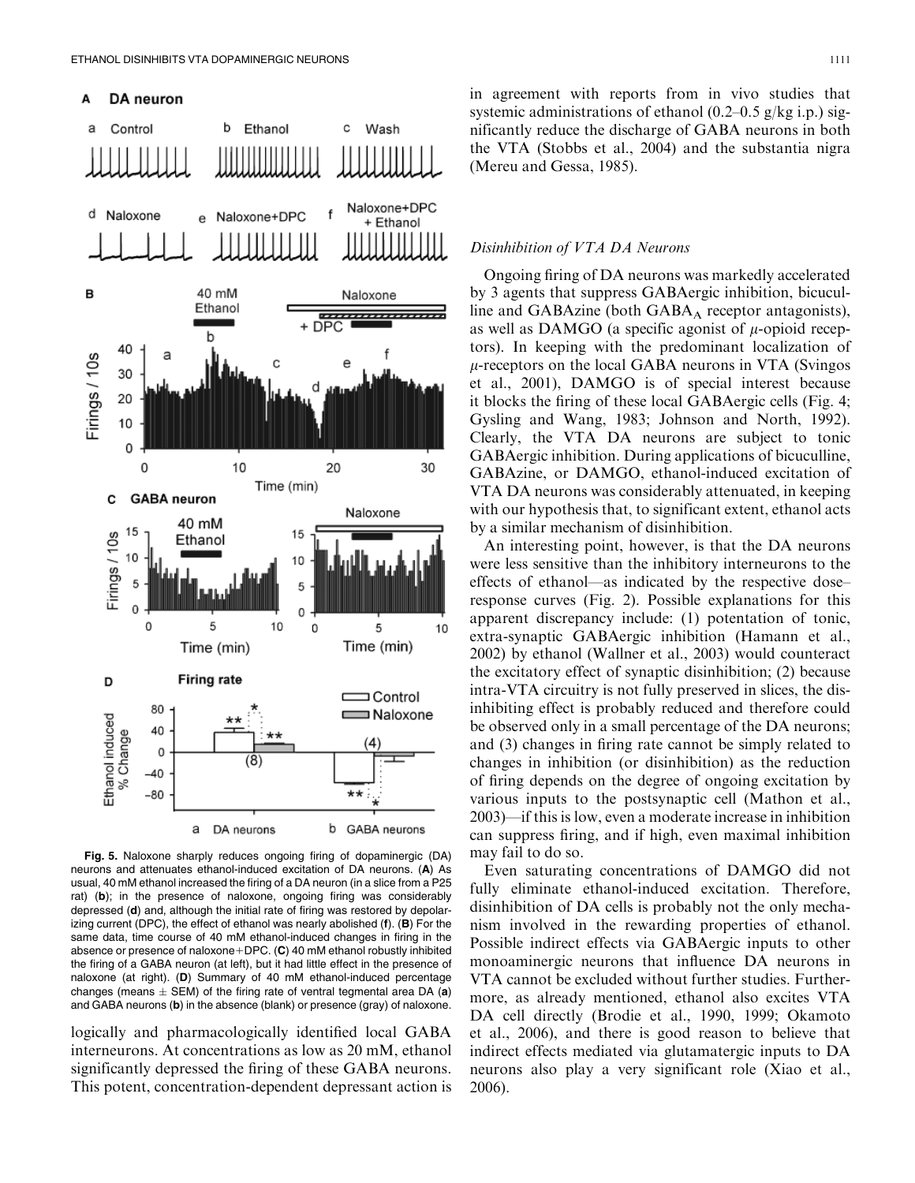**Fig. 5.** Naloxone sharply reduces ongoing firing of dopaminergic (DA) neurons and attenuates ethanol-induced excitation of DA neurons. (**A**) As usual, 40 mM ethanol increased the firing of a DA neuron (in a slice from a P25 rat) (**b**); in the presence of naloxone, ongoing firing was considerably depressed (**d**) and, although the initial rate of firing was restored by depolarizing current (DPC), the effect of ethanol was nearly abolished (**f**). (**B**) For the same data, time course of 40 mM ethanol-induced changes in firing in the absence or presence of naloxone+DPC. (**C**) 40 mM ethanol robustly inhibited the firing of a GABA neuron (at left), but it had little effect in the presence of naloxone (at right). (**D**) Summary of 40 mM ethanol-induced percentage changes (means ± SEM) of the firing rate of ventral tegmental area DA (**a**) and GABA neurons (**b**) in the absence (blank) or presence (gray) of naloxone.

logically and pharmacologically identified local GABA interneurons. At concentrations as low as 20 mM, ethanol significantly depressed the firing of these GABA neurons. This potent, concentration-dependent depressant action is in agreement with reports from in vivo studies that systemic administrations of ethanol (0.2–0.5 g/kg i.p.) significantly reduce the discharge of GABA neurons in both the VTA (Stobbs et al., 2004) and the substantia nigra (Mereu and Gessa, 1985).

### *Disinhibition of VTA DA Neurons*

Ongoing firing of DA neurons was markedly accelerated by 3 agents that suppress GABAergic inhibition, bicuculline and GABAzine (both $GABA_A$ receptor antagonists), as well as DAMGO (a specific agonist of $\mu$-opioid receptors). In keeping with the predominant localization of $\mu$-receptors on the local GABA neurons in VTA (Svingos et al., 2001), DAMGO is of special interest because it blocks the firing of these local GABAergic cells (Fig. 4; Gysling and Wang, 1983; Johnson and North, 1992). Clearly, the VTA DA neurons are subject to tonic GABAergic inhibition. During applications of bicuculline, GABAzine, or DAMGO, ethanol-induced excitation of VTA DA neurons was considerably attenuated, in keeping with our hypothesis that, to significant extent, ethanol acts by a similar mechanism of disinhibition.

An interesting point, however, is that the DA neurons were less sensitive than the inhibitory interneurons to the effects of ethanol—as indicated by the respective dose–response curves (Fig. 2). Possible explanations for this apparent discrepancy include: (1) potentation of tonic, extra-synaptic GABAergic inhibition (Hamann et al., 2002) by ethanol (Wallner et al., 2003) would counteract the excitatory effect of synaptic disinhibition; (2) because intra-VTA circuitry is not fully preserved in slices, the disinhibiting effect is probably reduced and therefore could be observed only in a small percentage of the DA neurons; and (3) changes in firing rate cannot be simply related to changes in inhibition (or disinhibition) as the reduction of firing depends on the degree of ongoing excitation by various inputs to the postsynaptic cell (Mathon et al., 2003)—if this is low, even a moderate increase in inhibition can suppress firing, and if high, even maximal inhibition may fail to do so.

Even saturating concentrations of DAMGO did not fully eliminate ethanol-induced excitation. Therefore, disinhibition of DA cells is probably not the only mechanism involved in the rewarding properties of ethanol. Possible indirect effects via GABAergic inputs to other monoaminergic neurons that influence DA neurons in VTA cannot be excluded without further studies. Furthermore, as already mentioned, ethanol also excites VTA DA cell directly (Brodie et al., 1990, 1999; Okamoto et al., 2006), and there is good reason to believe that indirect effects mediated via glutamatergic inputs to DA neurons also play a very significant role (Xiao et al., 2006).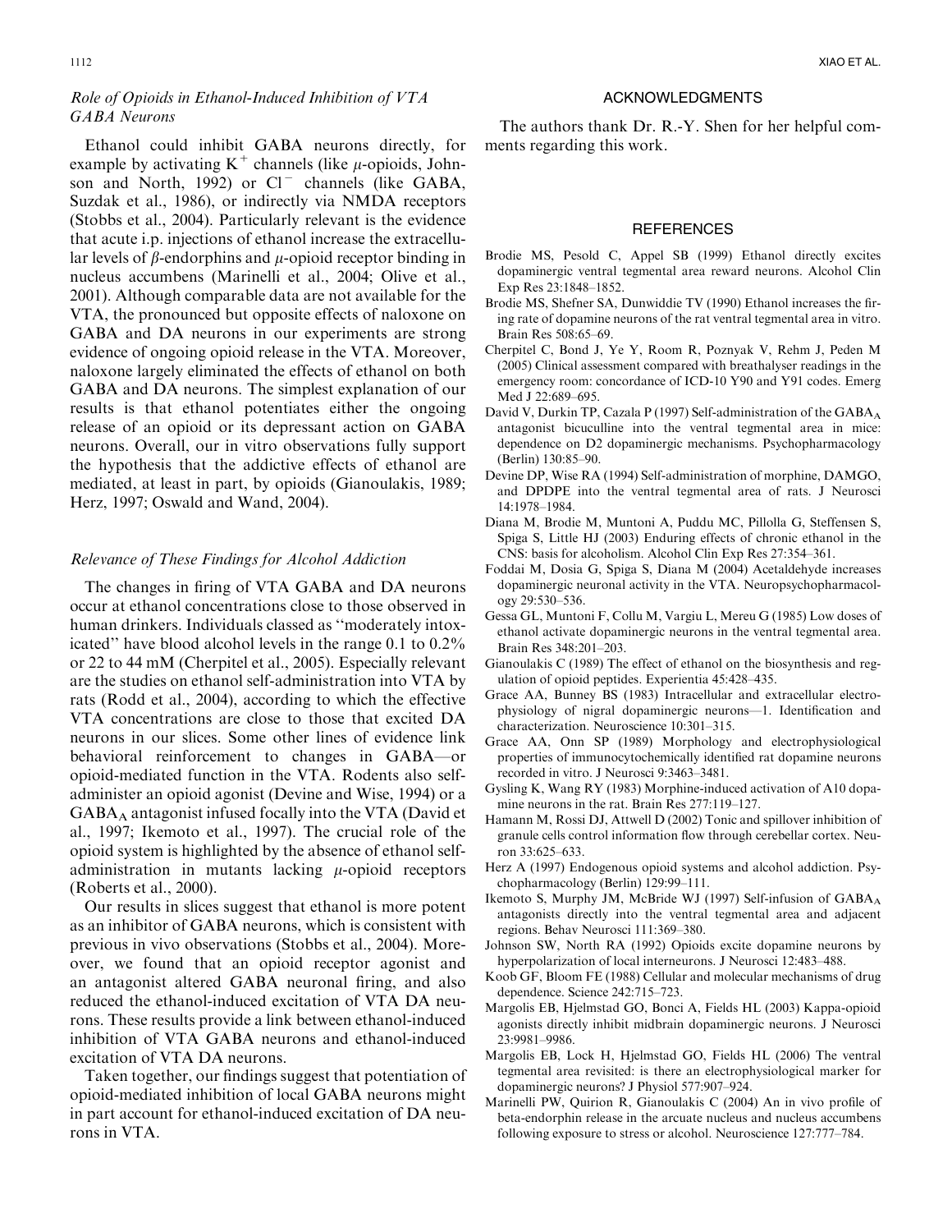### *Role of Opioids in Ethanol-Induced Inhibition of VTA GABA Neurons*

Ethanol could inhibit GABA neurons directly, for example by activating $K^+$ channels (like $\mu$-opioids, Johnson and North, 1992) or $Cl^-$ channels (like GABA, Suzdak et al., 1986), or indirectly via NMDA receptors (Stobbs et al., 2004). Particularly relevant is the evidence that acute i.p. injections of ethanol increase the extracellular levels of $\beta$-endorphins and $\mu$-opioid receptor binding in nucleus accumbens (Marinelli et al., 2004; Olive et al., 2001). Although comparable data are not available for the VTA, the pronounced but opposite effects of naloxone on GABA and DA neurons in our experiments are strong evidence of ongoing opioid release in the VTA. Moreover, naloxone largely eliminated the effects of ethanol on both GABA and DA neurons. The simplest explanation of our results is that ethanol potentiates either the ongoing release of an opioid or its depressant action on GABA neurons. Overall, our in vitro observations fully support the hypothesis that the addictive effects of ethanol are mediated, at least in part, by opioids (Gianoulakis, 1989; Herz, 1997; Oswald and Wand, 2004).

### *Relevance of These Findings for Alcohol Addiction*

The changes in firing of VTA GABA and DA neurons occur at ethanol concentrations close to those observed in human drinkers. Individuals classed as ''moderately intoxicated'' have blood alcohol levels in the range 0.1 to 0.2% or 22 to 44 mM (Cherpitel et al., 2005). Especially relevant are the studies on ethanol self-administration into VTA by rats (Rodd et al., 2004), according to which the effective VTA concentrations are close to those that excited DA neurons in our slices. Some other lines of evidence link behavioral reinforcement to changes in GABA—or opioid-mediated function in the VTA. Rodents also self-administer an opioid agonist (Devine and Wise, 1994) or a $GABA_A$ antagonist infused focally into the VTA (David et al., 1997; Ikemoto et al., 1997). The crucial role of the opioid system is highlighted by the absence of ethanol self-administration in mutants lacking $\mu$-opioid receptors (Roberts et al., 2000).

Our results in slices suggest that ethanol is more potent as an inhibitor of GABA neurons, which is consistent with previous in vivo observations (Stobbs et al., 2004). Moreover, we found that an opioid receptor agonist and an antagonist altered GABA neuronal firing, and also reduced the ethanol-induced excitation of VTA DA neurons. These results provide a link between ethanol-induced inhibition of VTA GABA neurons and ethanol-induced excitation of VTA DA neurons.

Taken together, our findings suggest that potentiation of opioid-mediated inhibition of local GABA neurons might in part account for ethanol-induced excitation of DA neurons in VTA.

## ACKNOWLEDGMENTS

The authors thank Dr. R.-Y. Shen for her helpful comments regarding this work.

## REFERENCES

Brodie MS, Pesold C, Appel SB (1999) Ethanol directly excites dopaminergic ventral tegmental area reward neurons. Alcohol Clin Exp Res 23:1848–1852.

Brodie MS, Shefner SA, Dunwiddie TV (1990) Ethanol increases the firing rate of dopamine neurons of the rat ventral tegmental area in vitro. Brain Res 508:65–69.

Cherpitel C, Bond J, Ye Y, Room R, Poznyak V, Rehm J, Peden M (2005) Clinical assessment compared with breathalyser readings in the emergency room: concordance of ICD-10 Y90 and Y91 codes. Emerg Med J 22:689–695.

David V, Durkin TP, Cazala P (1997) Self-administration of the $GABA_A$ antagonist bicuculline into the ventral tegmental area in mice: dependence on D2 dopaminergic mechanisms. Psychopharmacology (Berlin) 130:85–90.

Devine DP, Wise RA (1994) Self-administration of morphine, DAMGO, and DPDPE into the ventral tegmental area of rats. J Neurosci 14:1978–1984.

Diana M, Brodie M, Muntoni A, Puddu MC, Pillolla G, Steffensen S, Spiga S, Little HJ (2003) Enduring effects of chronic ethanol in the CNS: basis for alcoholism. Alcohol Clin Exp Res 27:354–361.

Foddai M, Dosia G, Spiga S, Diana M (2004) Acetaldehyde increases dopaminergic neuronal activity in the VTA. Neuropsychopharmacology 29:530–536.

Gessa GL, Muntoni F, Collu M, Vargiu L, Mereu G (1985) Low doses of ethanol activate dopaminergic neurons in the ventral tegmental area. Brain Res 348:201–203.

Gianoulakis C (1989) The effect of ethanol on the biosynthesis and regulation of opioid peptides. Experientia 45:428–435.

Grace AA, Bunney BS (1983) Intracellular and extracellular electrophysiology of nigral dopaminergic neurons—1. Identification and characterization. Neuroscience 10:301–315.

Grace AA, Onn SP (1989) Morphology and electrophysiological properties of immunocytochemically identified rat dopamine neurons recorded in vitro. J Neurosci 9:3463–3481.

Gysling K, Wang RY (1983) Morphine-induced activation of A10 dopamine neurons in the rat. Brain Res 277:119–127.

Hamann M, Rossi DJ, Attwell D (2002) Tonic and spillover inhibition of granule cells control information flow through cerebellar cortex. Neuron 33:625–633.

Herz A (1997) Endogenous opioid systems and alcohol addiction. Psychopharmacology (Berlin) 129:99–111.

Ikemoto S, Murphy JM, McBride WJ (1997) Self-infusion of $GABA_A$ antagonists directly into the ventral tegmental area and adjacent regions. Behav Neurosci 111:369–380.

Johnson SW, North RA (1992) Opioids excite dopamine neurons by hyperpolarization of local interneurons. J Neurosci 12:483–488.

Koob GF, Bloom FE (1988) Cellular and molecular mechanisms of drug dependence. Science 242:715–723.

Margolis EB, Hjelmstad GO, Bonci A, Fields HL (2003) Kappa-opioid agonists directly inhibit midbrain dopaminergic neurons. J Neurosci 23:9981–9986.

Margolis EB, Lock H, Hjelmstad GO, Fields HL (2006) The ventral tegmental area revisited: is there an electrophysiological marker for dopaminergic neurons? J Physiol 577:907–924.

Marinelli PW, Quirion R, Gianoulakis C (2004) An in vivo profile of beta-endorphin release in the arcuate nucleus and nucleus accumbens following exposure to stress or alcohol. Neuroscience 127:777–784.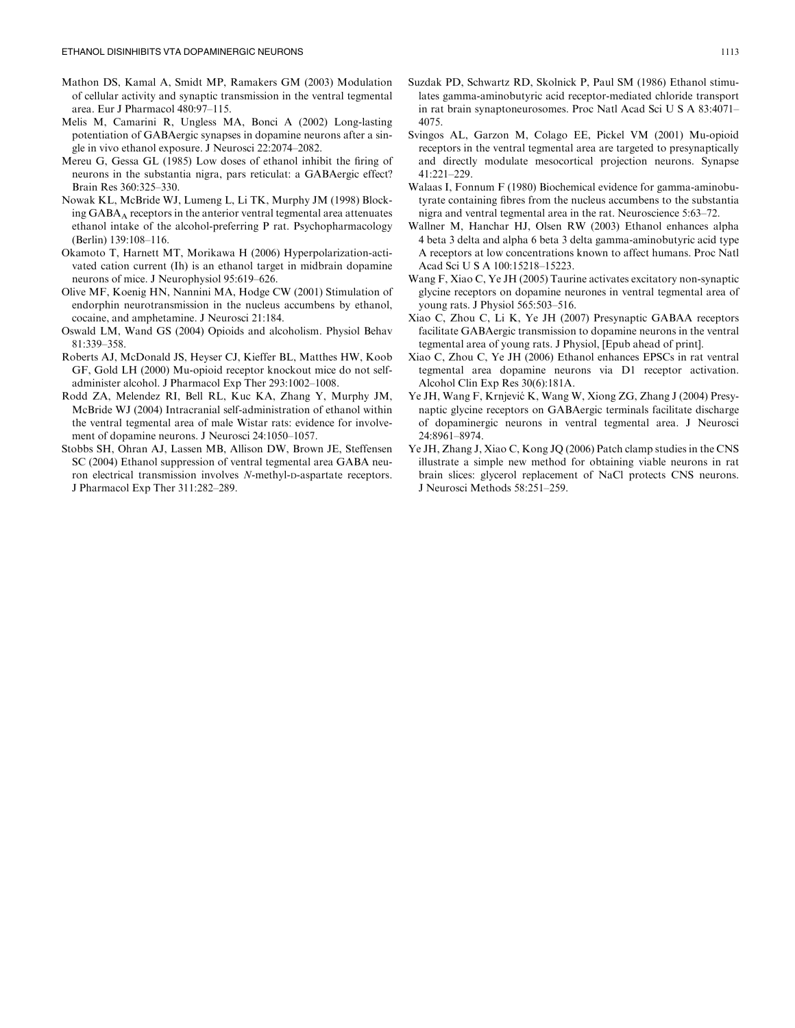Mathon DS, Kamal A, Smidt MP, Ramakers GM (2003) Modulation of cellular activity and synaptic transmission in the ventral tegmental area. Eur J Pharmacol 480:97–115.

Melis M, Camarini R, Ungless MA, Bonci A (2002) Long-lasting potentiation of GABAergic synapses in dopamine neurons after a single in vivo ethanol exposure. J Neurosci 22:2074–2082.

Mereu G, Gessa GL (1985) Low doses of ethanol inhibit the firing of neurons in the substantia nigra, pars reticulat: a GABAergic effect? Brain Res 360:325–330.

Nowak KL, McBride WJ, Lumeng L, Li TK, Murphy JM (1998) Blocking $GABA_A$ receptors in the anterior ventral tegmental area attenuates ethanol intake of the alcohol-preferring P rat. Psychopharmacology (Berlin) 139:108–116.

Okamoto T, Harnett MT, Morikawa H (2006) Hyperpolarization-activated cation current (Ih) is an ethanol target in midbrain dopamine neurons of mice. J Neurophysiol 95:619–626.

Olive MF, Koenig HN, Nannini MA, Hodge CW (2001) Stimulation of endorphin neurotransmission in the nucleus accumbens by ethanol, cocaine, and amphetamine. J Neurosci 21:184.

Oswald LM, Wand GS (2004) Opioids and alcoholism. Physiol Behav 81:339–358.

Roberts AJ, McDonald JS, Heyser CJ, Kieffer BL, Matthes HW, Koob GF, Gold LH (2000) Mu-opioid receptor knockout mice do not self-administer alcohol. J Pharmacol Exp Ther 293:1002–1008.

Rodd ZA, Melendez RI, Bell RL, Kuc KA, Zhang Y, Murphy JM, McBride WJ (2004) Intracranial self-administration of ethanol within the ventral tegmental area of male Wistar rats: evidence for involvement of dopamine neurons. J Neurosci 24:1050–1057.

Stobbs SH, Ohran AJ, Lassen MB, Allison DW, Brown JE, Steffensen SC (2004) Ethanol suppression of ventral tegmental area GABA neuron electrical transmission involves *N*-methyl-D-aspartate receptors. J Pharmacol Exp Ther 311:282–289.

Suzdak PD, Schwartz RD, Skolnick P, Paul SM (1986) Ethanol stimulates gamma-aminobutyric acid receptor-mediated chloride transport in rat brain synaptoneurosomes. Proc Natl Acad Sci U S A 83:4071–4075.

Svingos AL, Garzon M, Colago EE, Pickel VM (2001) Mu-opioid receptors in the ventral tegmental area are targeted to presynaptically and directly modulate mesocortical projection neurons. Synapse 41:221–229.

Walaas I, Fonnum F (1980) Biochemical evidence for gamma-aminobutyrate containing fibres from the nucleus accumbens to the substantia nigra and ventral tegmental area in the rat. Neuroscience 5:63–72.

Wallner M, Hanchar HJ, Olsen RW (2003) Ethanol enhances alpha 4 beta 3 delta and alpha 6 beta 3 delta gamma-aminobutyric acid type A receptors at low concentrations known to affect humans. Proc Natl Acad Sci U S A 100:15218–15223.

Wang F, Xiao C, Ye JH (2005) Taurine activates excitatory non-synaptic glycine receptors on dopamine neurones in ventral tegmental area of young rats. J Physiol 565:503–516.

Xiao C, Zhou C, Li K, Ye JH (2007) Presynaptic GABAA receptors facilitate GABAergic transmission to dopamine neurons in the ventral tegmental area of young rats. J Physiol, [Epub ahead of print].

Xiao C, Zhou C, Ye JH (2006) Ethanol enhances EPSCs in rat ventral tegmental area dopamine neurons via D1 receptor activation. Alcohol Clin Exp Res 30(6):181A.

Ye JH, Wang F, Krnjević K, Wang W, Xiong ZG, Zhang J (2004) Presynaptic glycine receptors on GABAergic terminals facilitate discharge of dopaminergic neurons in ventral tegmental area. J Neurosci 24:8961–8974.

Ye JH, Zhang J, Xiao C, Kong JQ (2006) Patch clamp studies in the CNS illustrate a simple new method for obtaining viable neurons in rat brain slices: glycerol replacement of NaCl protects CNS neurons. J Neurosci Methods 58:251–259.